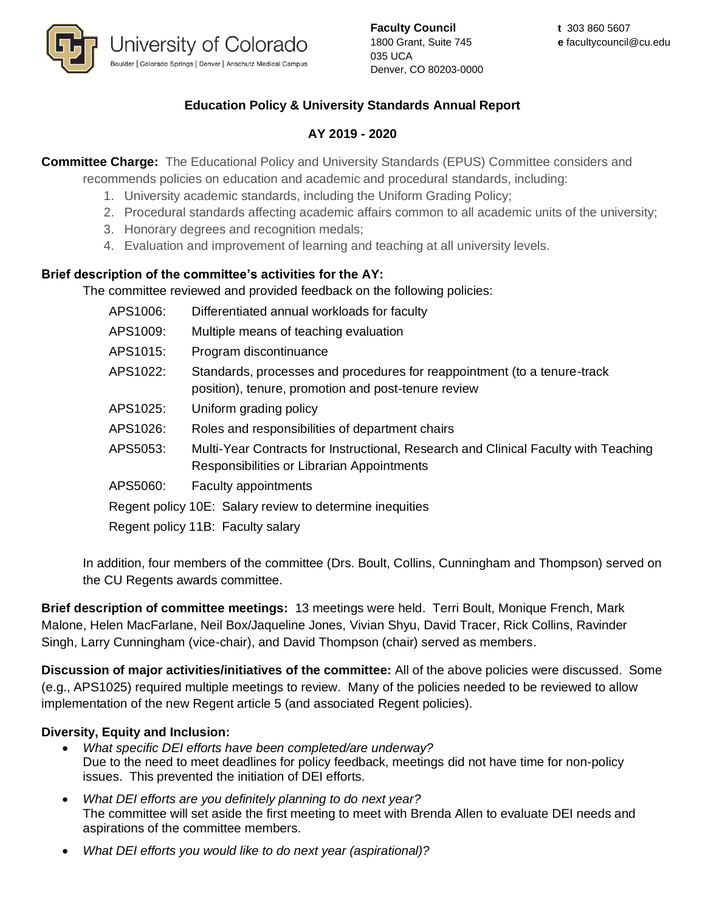University of Colorado
Boulder | Colorado Springs | Denver | Anschutz Medical Campus

**Faculty Council**
1800 Grant, Suite 745
035 UCA
Denver, CO 80203-0000

**t** 303 860 5607
**e** facultycouncil@cu.edu

## Education Policy & University Standards Annual Report

### AY 2019 - 2020

**Committee Charge:** The Educational Policy and University Standards (EPUS) Committee considers and recommends policies on education and academic and procedural standards, including:

1. University academic standards, including the Uniform Grading Policy;
2. Procedural standards affecting academic affairs common to all academic units of the university;
3. Honorary degrees and recognition medals;
4. Evaluation and improvement of learning and teaching at all university levels.

**Brief description of the committee's activities for the AY:**

The committee reviewed and provided feedback on the following policies:

- APS1006: Differentiated annual workloads for faculty
- APS1009: Multiple means of teaching evaluation
- APS1015: Program discontinuance
- APS1022: Standards, processes and procedures for reappointment (to a tenure-track position), tenure, promotion and post-tenure review
- APS1025: Uniform grading policy
- APS1026: Roles and responsibilities of department chairs
- APS5053: Multi-Year Contracts for Instructional, Research and Clinical Faculty with Teaching Responsibilities or Librarian Appointments
- APS5060: Faculty appointments
- Regent policy 10E: Salary review to determine inequities
- Regent policy 11B: Faculty salary

In addition, four members of the committee (Drs. Boult, Collins, Cunningham and Thompson) served on the CU Regents awards committee.

**Brief description of committee meetings:** 13 meetings were held. Terri Boult, Monique French, Mark Malone, Helen MacFarlane, Neil Box/Jaqueline Jones, Vivian Shyu, David Tracer, Rick Collins, Ravinder Singh, Larry Cunningham (vice-chair), and David Thompson (chair) served as members.

**Discussion of major activities/initiatives of the committee:** All of the above policies were discussed. Some (e.g., APS1025) required multiple meetings to review. Many of the policies needed to be reviewed to allow implementation of the new Regent article 5 (and associated Regent policies).

**Diversity, Equity and Inclusion:**

- *What specific DEI efforts have been completed/are underway?*
  Due to the need to meet deadlines for policy feedback, meetings did not have time for non-policy issues. This prevented the initiation of DEI efforts.
- *What DEI efforts are you definitely planning to do next year?*
  The committee will set aside the first meeting to meet with Brenda Allen to evaluate DEI needs and aspirations of the committee members.
- *What DEI efforts you would like to do next year (aspirational)?*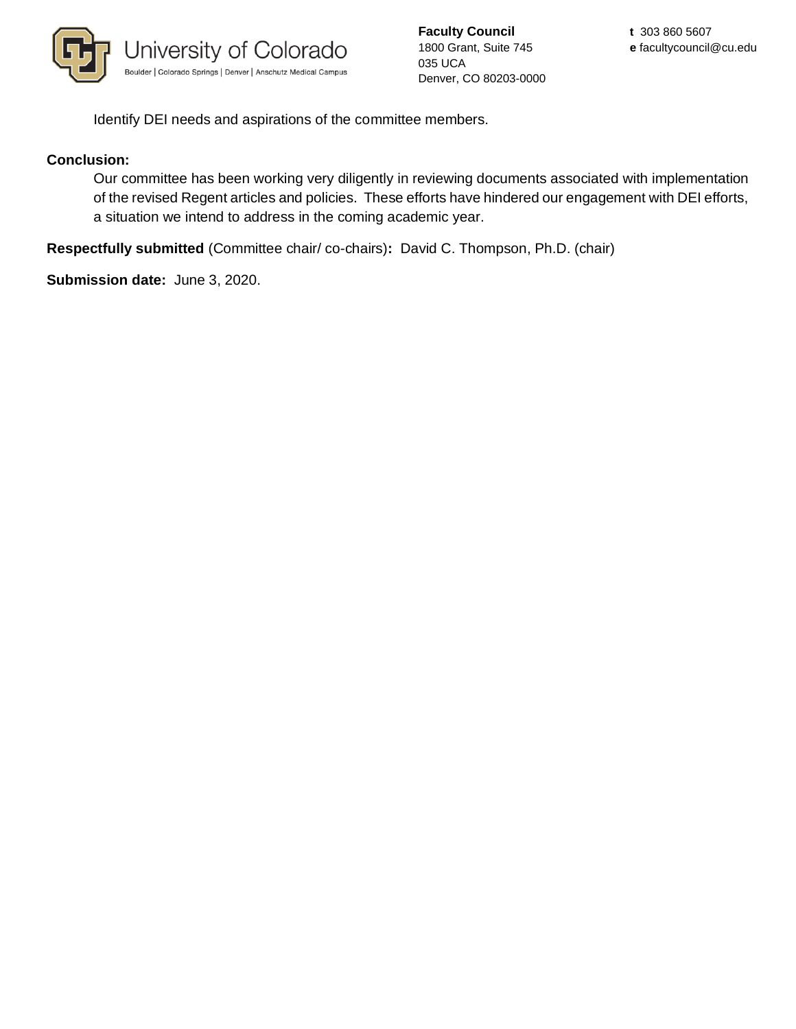Identify DEI needs and aspirations of the committee members.

**Conclusion:**

Our committee has been working very diligently in reviewing documents associated with implementation of the revised Regent articles and policies. These efforts have hindered our engagement with DEI efforts, a situation we intend to address in the coming academic year.

**Respectfully submitted** (Committee chair/ co-chairs)**:** David C. Thompson, Ph.D. (chair)

**Submission date:** June 3, 2020.